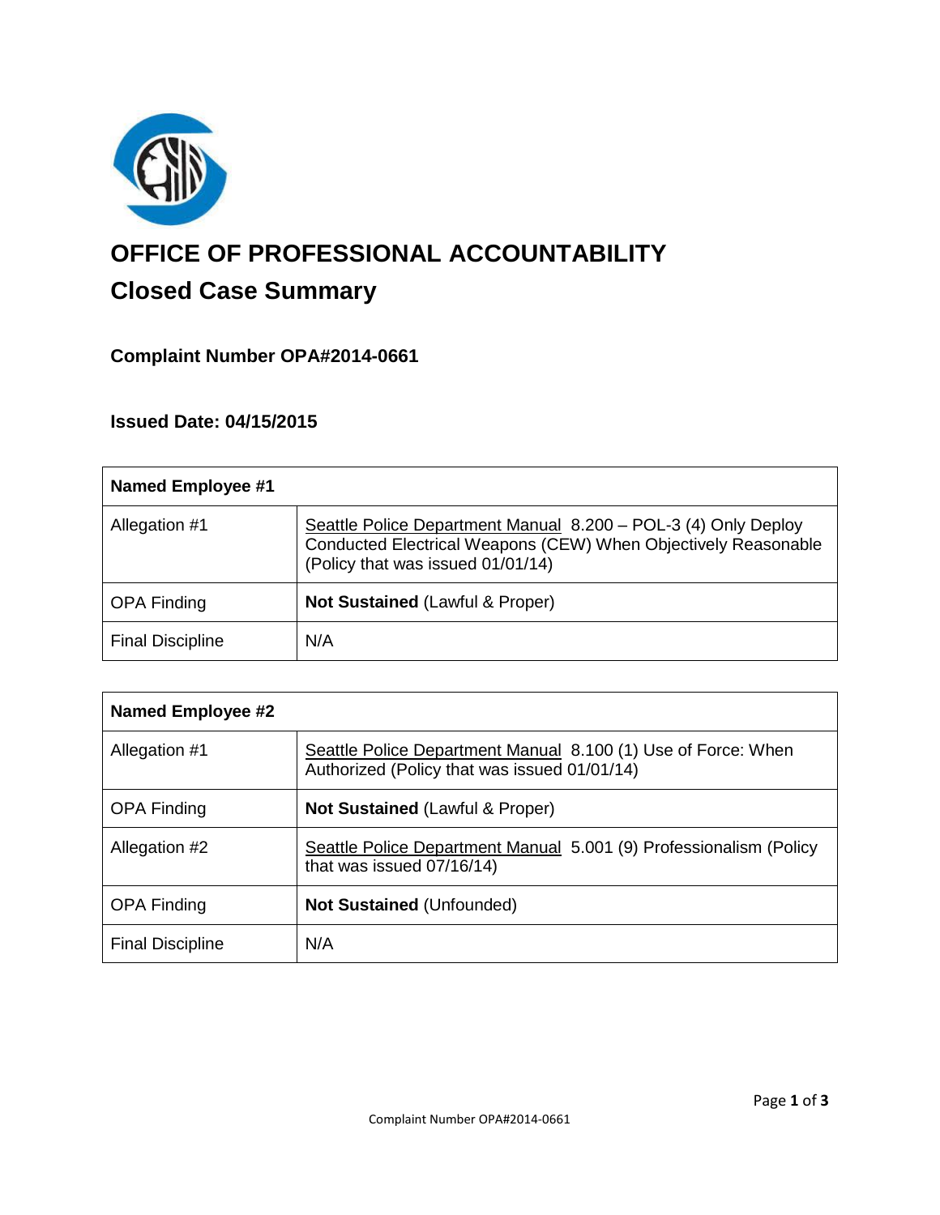# OFFICE OF PROFESSIONAL ACCOUNTABILITY

## Closed Case Summary

### Complaint Number OPA#2014-0661

### Issued Date: 04/15/2015

| Named Employee #1 | |
|---|---|
| Allegation #1 | Seattle Police Department Manual 8.200 – POL-3 (4) Only Deploy Conducted Electrical Weapons (CEW) When Objectively Reasonable (Policy that was issued 01/01/14) |
| OPA Finding | **Not Sustained** (Lawful & Proper) |
| Final Discipline | N/A |

| Named Employee #2 | |
|---|---|
| Allegation #1 | Seattle Police Department Manual 8.100 (1) Use of Force: When Authorized (Policy that was issued 01/01/14) |
| OPA Finding | **Not Sustained** (Lawful & Proper) |
| Allegation #2 | Seattle Police Department Manual 5.001 (9) Professionalism (Policy that was issued 07/16/14) |
| OPA Finding | **Not Sustained** (Unfounded) |
| Final Discipline | N/A |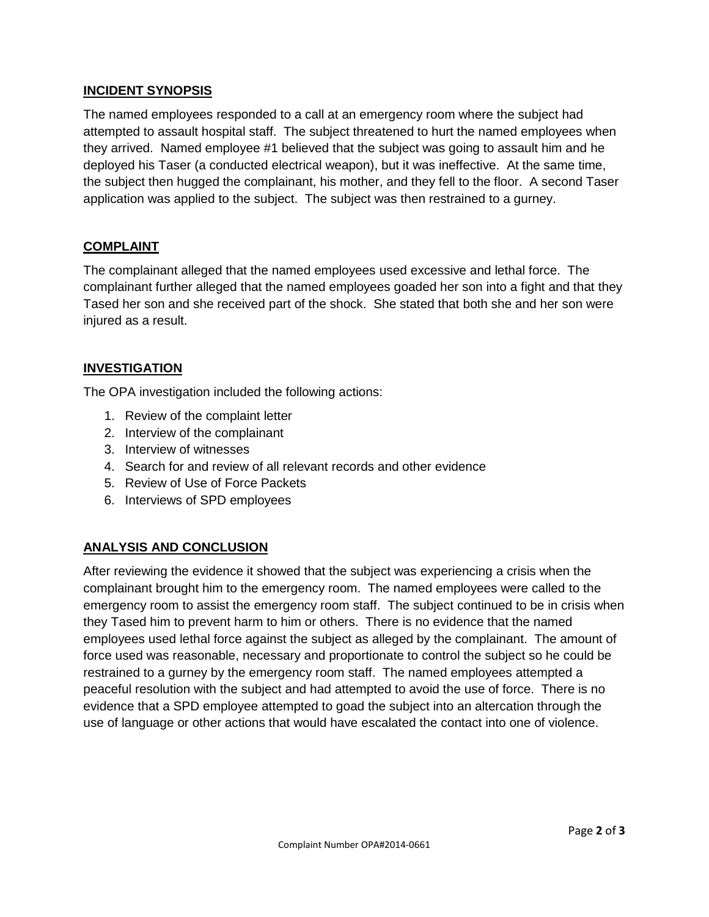## INCIDENT SYNOPSIS

The named employees responded to a call at an emergency room where the subject had attempted to assault hospital staff. The subject threatened to hurt the named employees when they arrived. Named employee #1 believed that the subject was going to assault him and he deployed his Taser (a conducted electrical weapon), but it was ineffective. At the same time, the subject then hugged the complainant, his mother, and they fell to the floor. A second Taser application was applied to the subject. The subject was then restrained to a gurney.

## COMPLAINT

The complainant alleged that the named employees used excessive and lethal force. The complainant further alleged that the named employees goaded her son into a fight and that they Tased her son and she received part of the shock. She stated that both she and her son were injured as a result.

## INVESTIGATION

The OPA investigation included the following actions:

1. Review of the complaint letter
2. Interview of the complainant
3. Interview of witnesses
4. Search for and review of all relevant records and other evidence
5. Review of Use of Force Packets
6. Interviews of SPD employees

## ANALYSIS AND CONCLUSION

After reviewing the evidence it showed that the subject was experiencing a crisis when the complainant brought him to the emergency room. The named employees were called to the emergency room to assist the emergency room staff. The subject continued to be in crisis when they Tased him to prevent harm to him or others. There is no evidence that the named employees used lethal force against the subject as alleged by the complainant. The amount of force used was reasonable, necessary and proportionate to control the subject so he could be restrained to a gurney by the emergency room staff. The named employees attempted a peaceful resolution with the subject and had attempted to avoid the use of force. There is no evidence that a SPD employee attempted to goad the subject into an altercation through the use of language or other actions that would have escalated the contact into one of violence.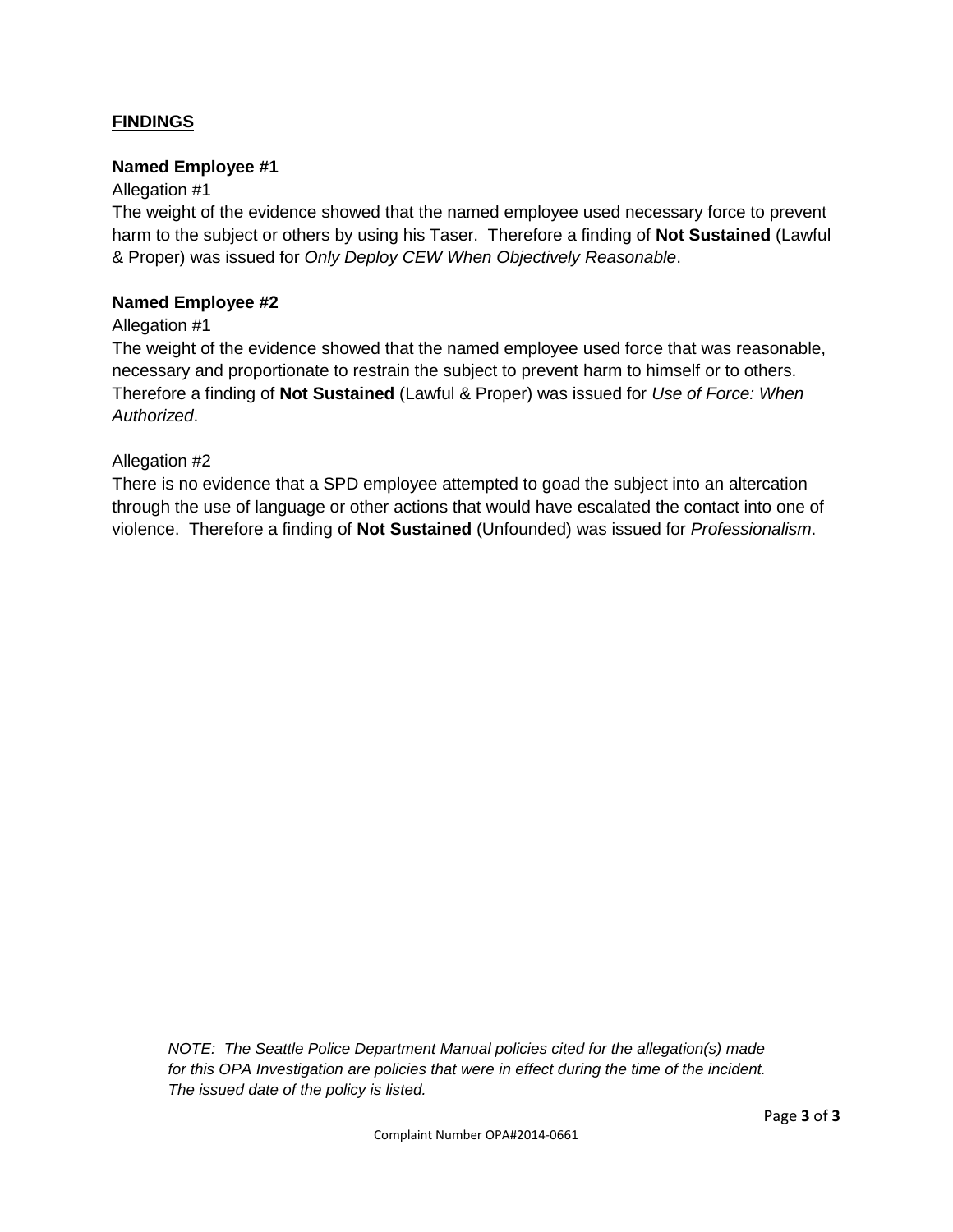## FINDINGS

### Named Employee #1

Allegation #1

The weight of the evidence showed that the named employee used necessary force to prevent harm to the subject or others by using his Taser. Therefore a finding of **Not Sustained** (Lawful & Proper) was issued for *Only Deploy CEW When Objectively Reasonable*.

### Named Employee #2

Allegation #1

The weight of the evidence showed that the named employee used force that was reasonable, necessary and proportionate to restrain the subject to prevent harm to himself or to others. Therefore a finding of **Not Sustained** (Lawful & Proper) was issued for *Use of Force: When Authorized*.

Allegation #2

There is no evidence that a SPD employee attempted to goad the subject into an altercation through the use of language or other actions that would have escalated the contact into one of violence. Therefore a finding of **Not Sustained** (Unfounded) was issued for *Professionalism*.

*NOTE: The Seattle Police Department Manual policies cited for the allegation(s) made for this OPA Investigation are policies that were in effect during the time of the incident. The issued date of the policy is listed.*

Complaint Number OPA#2014-0661